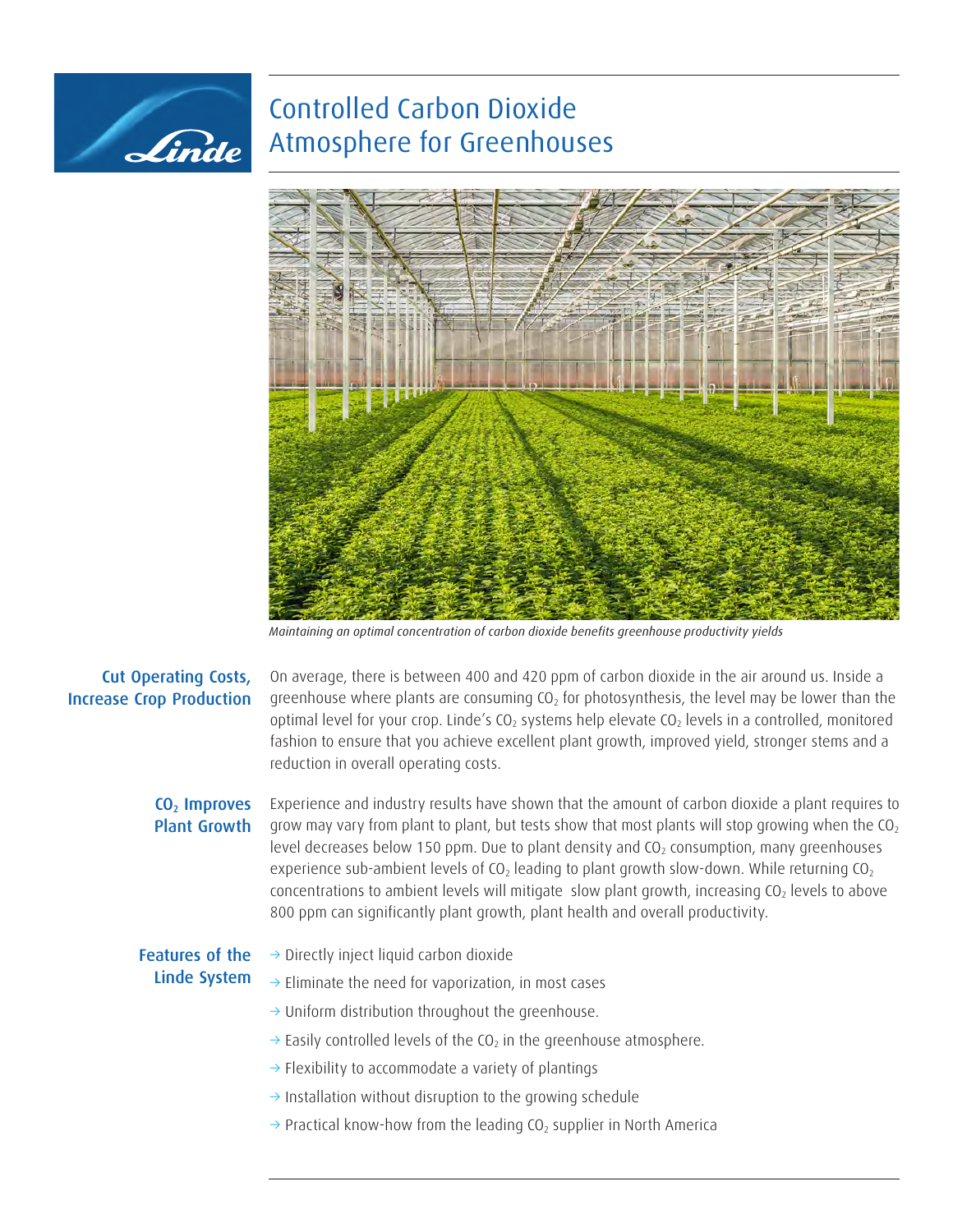# Controlled Carbon Dioxide Atmosphere for Greenhouses

*Maintaining an optimal concentration of carbon dioxide benefits greenhouse productivity yields*

## Cut Operating Costs, Increase Crop Production

On average, there is between 400 and 420 ppm of carbon dioxide in the air around us. Inside a greenhouse where plants are consuming $CO_2$ for photosynthesis, the level may be lower than the optimal level for your crop. Linde's $CO_2$ systems help elevate $CO_2$ levels in a controlled, monitored fashion to ensure that you achieve excellent plant growth, improved yield, stronger stems and a reduction in overall operating costs.

## $CO_2$ Improves Plant Growth

Experience and industry results have shown that the amount of carbon dioxide a plant requires to grow may vary from plant to plant, but tests show that most plants will stop growing when the $CO_2$ level decreases below 150 ppm. Due to plant density and $CO_2$ consumption, many greenhouses experience sub-ambient levels of $CO_2$ leading to plant growth slow-down. While returning $CO_2$ concentrations to ambient levels will mitigate slow plant growth, increasing $CO_2$ levels to above 800 ppm can significantly plant growth, plant health and overall productivity.

## Features of the Linde System

- Directly inject liquid carbon dioxide
- Eliminate the need for vaporization, in most cases
- Uniform distribution throughout the greenhouse.
- Easily controlled levels of the $CO_2$ in the greenhouse atmosphere.
- Flexibility to accommodate a variety of plantings
- Installation without disruption to the growing schedule
- Practical know-how from the leading $CO_2$ supplier in North America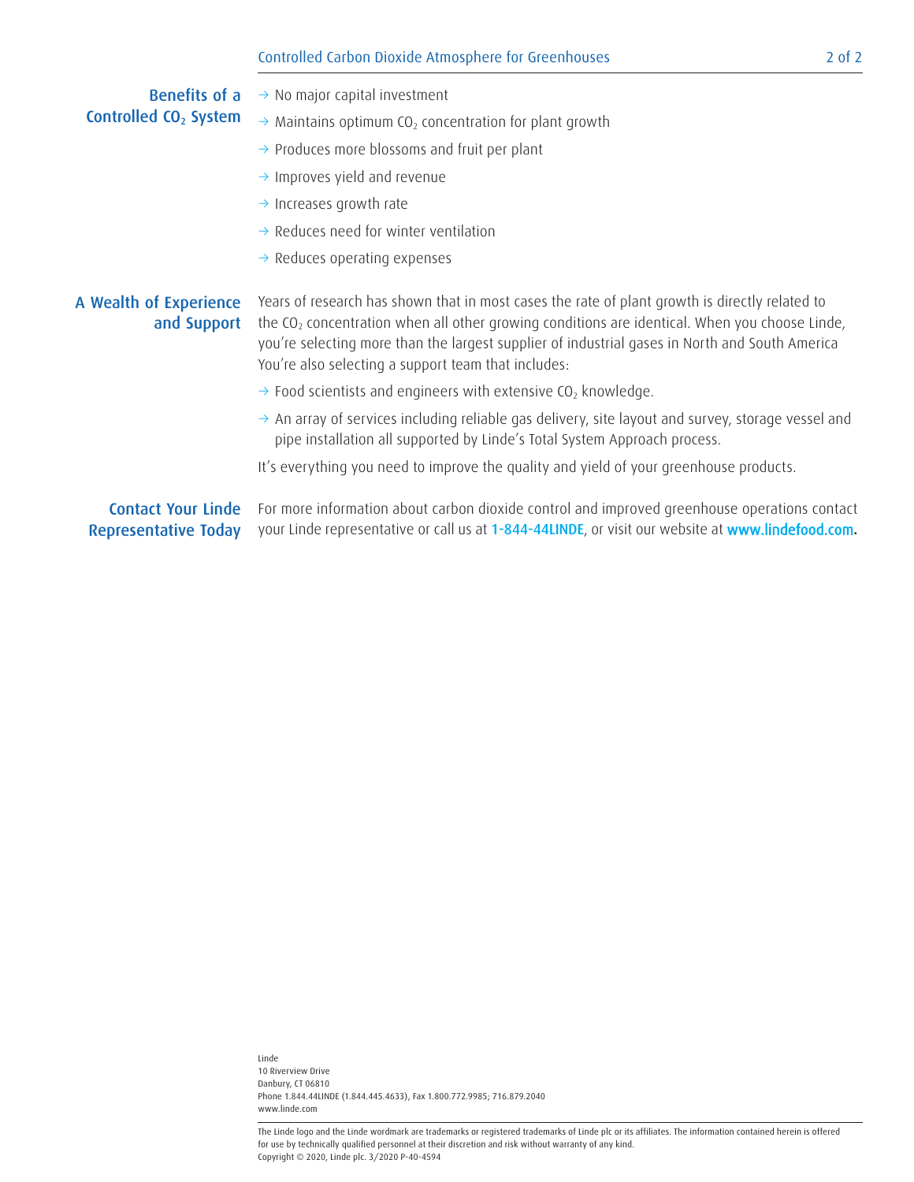## Benefits of a Controlled $CO_2$ System

- No major capital investment
- Maintains optimum $CO_2$ concentration for plant growth
- Produces more blossoms and fruit per plant
- Improves yield and revenue
- Increases growth rate
- Reduces need for winter ventilation
- Reduces operating expenses

## A Wealth of Experience and Support

Years of research has shown that in most cases the rate of plant growth is directly related to the $CO_2$ concentration when all other growing conditions are identical. When you choose Linde, you're selecting more than the largest supplier of industrial gases in North and South America You're also selecting a support team that includes:

- Food scientists and engineers with extensive $CO_2$ knowledge.
- An array of services including reliable gas delivery, site layout and survey, storage vessel and pipe installation all supported by Linde's Total System Approach process.

It's everything you need to improve the quality and yield of your greenhouse products.

## Contact Your Linde Representative Today

For more information about carbon dioxide control and improved greenhouse operations contact your Linde representative or call us at **1-844-44LINDE**, or visit our website at **www.lindefood.com**.

Linde
10 Riverview Drive
Danbury, CT 06810
Phone 1.844.44LINDE (1.844.445.4633), Fax 1.800.772.9985; 716.879.2040
www.linde.com

The Linde logo and the Linde wordmark are trademarks or registered trademarks of Linde plc or its affiliates. The information contained herein is offered for use by technically qualified personnel at their discretion and risk without warranty of any kind.
Copyright © 2020, Linde plc. 3/2020 P-40-4594